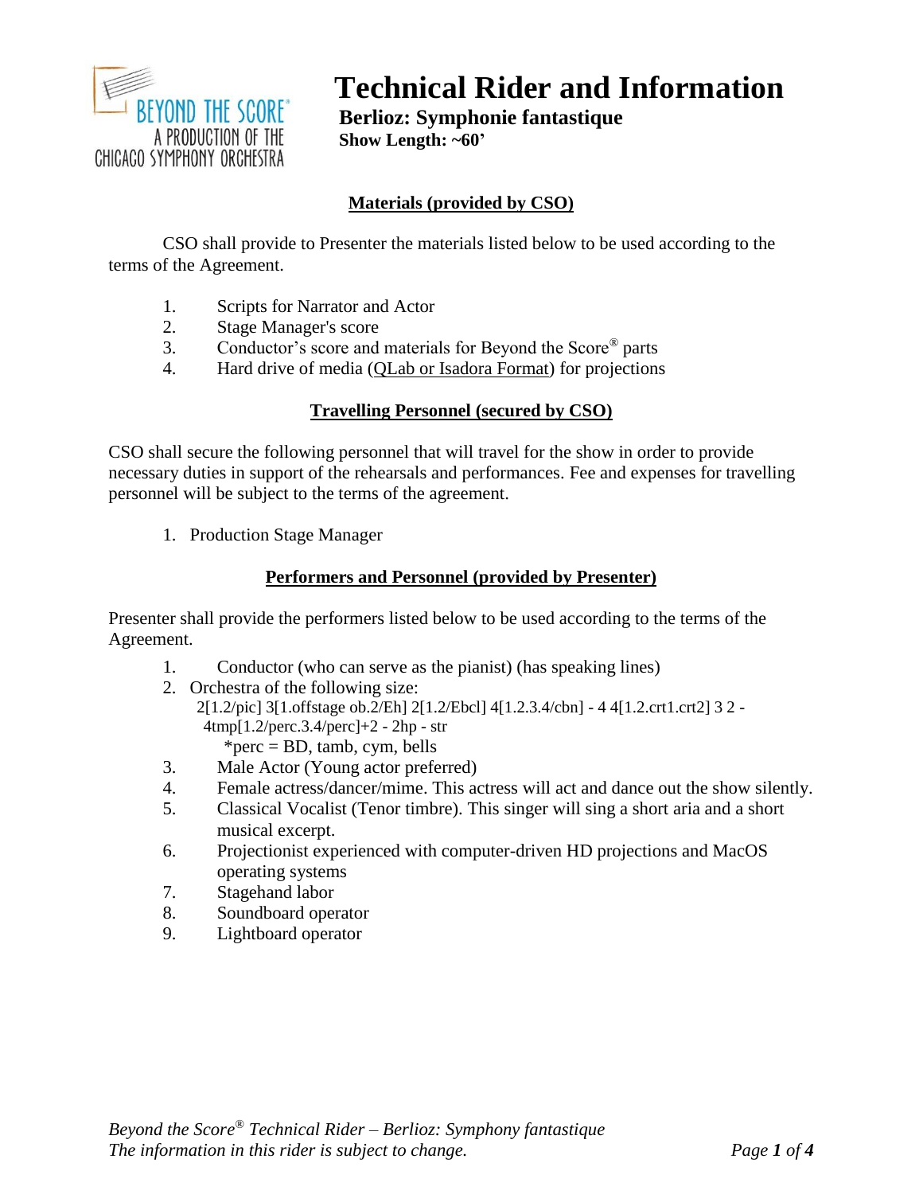BEYOND THE SCORE®
A PRODUCTION OF THE
CHICAGO SYMPHONY ORCHESTRA

# Technical Rider and Information

**Berlioz: Symphonie fantastique**
**Show Length: ~60'**

## Materials (provided by CSO)

CSO shall provide to Presenter the materials listed below to be used according to the terms of the Agreement.

1. Scripts for Narrator and Actor
2. Stage Manager's score
3. Conductor's score and materials for Beyond the Score® parts
4. Hard drive of media (QLab or Isadora Format) for projections

## Travelling Personnel (secured by CSO)

CSO shall secure the following personnel that will travel for the show in order to provide necessary duties in support of the rehearsals and performances. Fee and expenses for travelling personnel will be subject to the terms of the agreement.

1. Production Stage Manager

## Performers and Personnel (provided by Presenter)

Presenter shall provide the performers listed below to be used according to the terms of the Agreement.

1. Conductor (who can serve as the pianist) (has speaking lines)
2. Orchestra of the following size:
   2[1.2/pic] 3[1.offstage ob.2/Eh] 2[1.2/Ebcl] 4[1.2.3.4/cbn] - 4 4[1.2.crt1.crt2] 3 2 - 4tmp[1.2/perc.3.4/perc]+2 - 2hp - str
   *perc = BD, tamb, cym, bells
3. Male Actor (Young actor preferred)
4. Female actress/dancer/mime. This actress will act and dance out the show silently.
5. Classical Vocalist (Tenor timbre). This singer will sing a short aria and a short musical excerpt.
6. Projectionist experienced with computer-driven HD projections and MacOS operating systems
7. Stagehand labor
8. Soundboard operator
9. Lightboard operator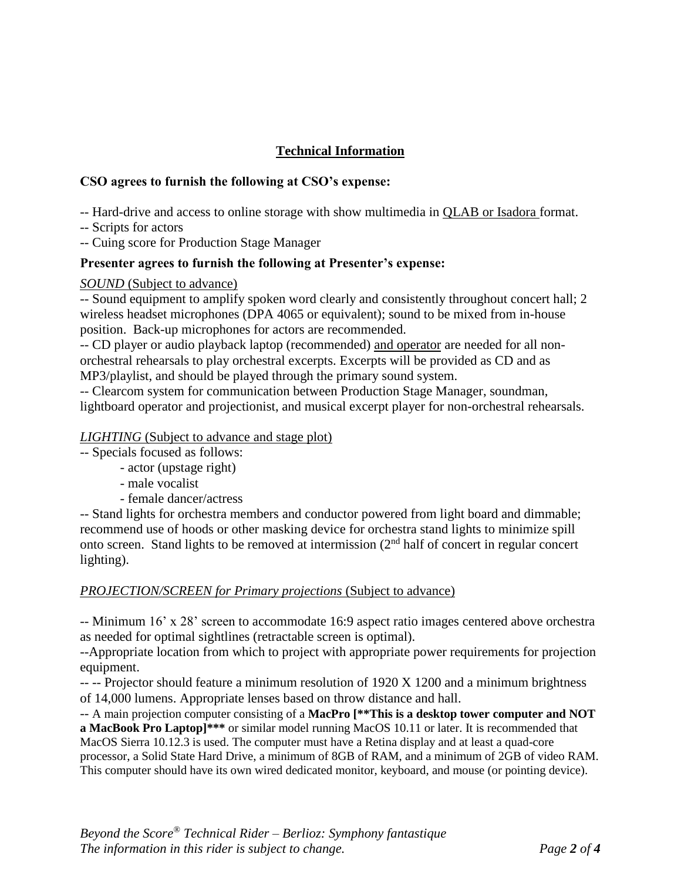## Technical Information

**CSO agrees to furnish the following at CSO's expense:**

-- Hard-drive and access to online storage with show multimedia in QLAB or Isadora format.
-- Scripts for actors
-- Cuing score for Production Stage Manager

**Presenter agrees to furnish the following at Presenter's expense:**

*SOUND* (Subject to advance)

-- Sound equipment to amplify spoken word clearly and consistently throughout concert hall; 2 wireless headset microphones (DPA 4065 or equivalent); sound to be mixed from in-house position. Back-up microphones for actors are recommended.
-- CD player or audio playback laptop (recommended) and operator are needed for all non-orchestral rehearsals to play orchestral excerpts. Excerpts will be provided as CD and as MP3/playlist, and should be played through the primary sound system.
-- Clearcom system for communication between Production Stage Manager, soundman, lightboard operator and projectionist, and musical excerpt player for non-orchestral rehearsals.

*LIGHTING* (Subject to advance and stage plot)

-- Specials focused as follows:
 - actor (upstage right)
 - male vocalist
 - female dancer/actress

-- Stand lights for orchestra members and conductor powered from light board and dimmable; recommend use of hoods or other masking device for orchestra stand lights to minimize spill onto screen. Stand lights to be removed at intermission (2nd half of concert in regular concert lighting).

*PROJECTION/SCREEN for Primary projections* (Subject to advance)

-- Minimum 16' x 28' screen to accommodate 16:9 aspect ratio images centered above orchestra as needed for optimal sightlines (retractable screen is optimal).
--Appropriate location from which to project with appropriate power requirements for projection equipment.
-- -- Projector should feature a minimum resolution of 1920 X 1200 and a minimum brightness of 14,000 lumens. Appropriate lenses based on throw distance and hall.
-- A main projection computer consisting of a **MacPro [**This is a desktop tower computer and NOT a MacBook Pro Laptop]***** or similar model running MacOS 10.11 or later. It is recommended that MacOS Sierra 10.12.3 is used. The computer must have a Retina display and at least a quad-core processor, a Solid State Hard Drive, a minimum of 8GB of RAM, and a minimum of 2GB of video RAM. This computer should have its own wired dedicated monitor, keyboard, and mouse (or pointing device).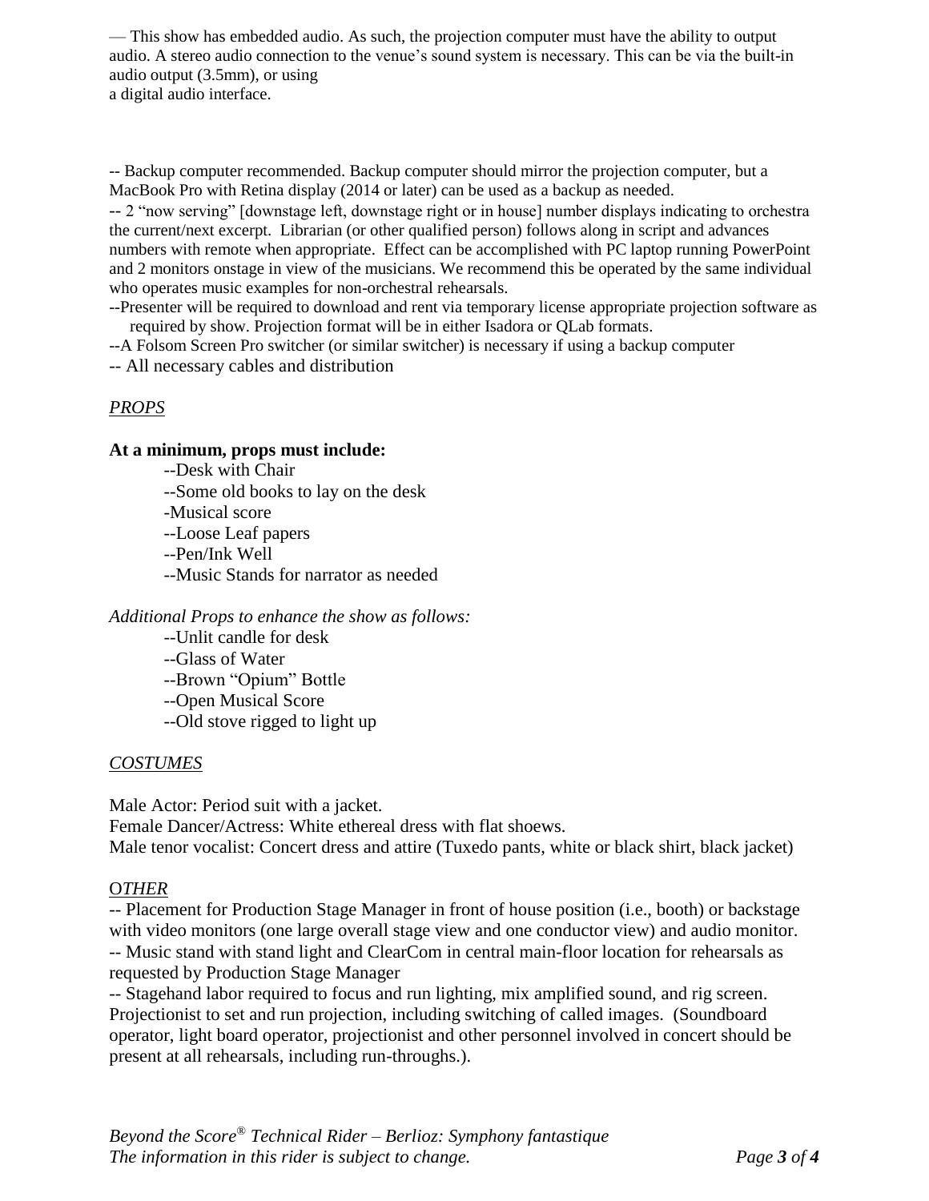— This show has embedded audio. As such, the projection computer must have the ability to output audio. A stereo audio connection to the venue's sound system is necessary. This can be via the built-in audio output (3.5mm), or using
a digital audio interface.

-- Backup computer recommended. Backup computer should mirror the projection computer, but a MacBook Pro with Retina display (2014 or later) can be used as a backup as needed.

-- 2 "now serving" [downstage left, downstage right or in house] number displays indicating to orchestra the current/next excerpt. Librarian (or other qualified person) follows along in script and advances numbers with remote when appropriate. Effect can be accomplished with PC laptop running PowerPoint and 2 monitors onstage in view of the musicians. We recommend this be operated by the same individual who operates music examples for non-orchestral rehearsals.

--Presenter will be required to download and rent via temporary license appropriate projection software as required by show. Projection format will be in either Isadora or QLab formats.

--A Folsom Screen Pro switcher (or similar switcher) is necessary if using a backup computer

-- All necessary cables and distribution

*PROPS*

**At a minimum, props must include:**

--Desk with Chair
--Some old books to lay on the desk
-Musical score
--Loose Leaf papers
--Pen/Ink Well
--Music Stands for narrator as needed

*Additional Props to enhance the show as follows:*

--Unlit candle for desk
--Glass of Water
--Brown "Opium" Bottle
--Open Musical Score
--Old stove rigged to light up

*COSTUMES*

Male Actor: Period suit with a jacket.
Female Dancer/Actress: White ethereal dress with flat shoews.
Male tenor vocalist: Concert dress and attire (Tuxedo pants, white or black shirt, black jacket)

*OTHER*

-- Placement for Production Stage Manager in front of house position (i.e., booth) or backstage with video monitors (one large overall stage view and one conductor view) and audio monitor.
-- Music stand with stand light and ClearCom in central main-floor location for rehearsals as requested by Production Stage Manager
-- Stagehand labor required to focus and run lighting, mix amplified sound, and rig screen. Projectionist to set and run projection, including switching of called images. (Soundboard operator, light board operator, projectionist and other personnel involved in concert should be present at all rehearsals, including run-throughs.).